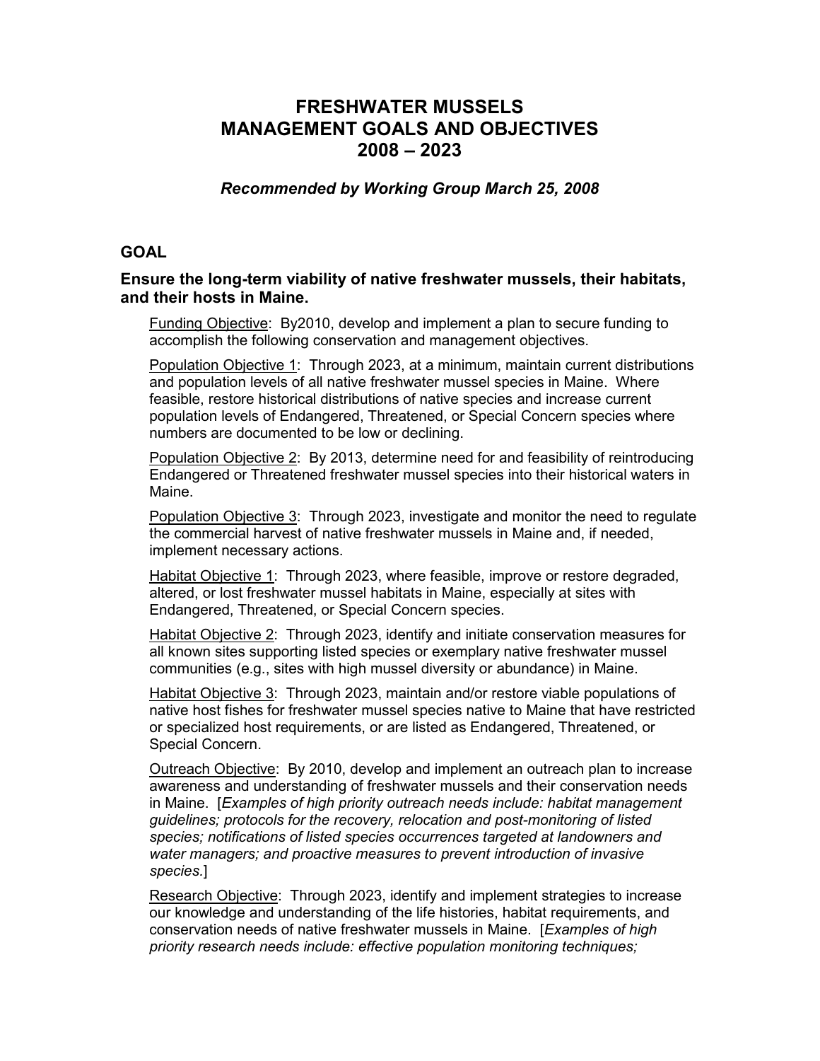# FRESHWATER MUSSELS
# MANAGEMENT GOALS AND OBJECTIVES
# 2008 – 2023

***Recommended by Working Group March 25, 2008***

## GOAL

### Ensure the long-term viability of native freshwater mussels, their habitats, and their hosts in Maine.

Funding Objective: By2010, develop and implement a plan to secure funding to accomplish the following conservation and management objectives.

Population Objective 1: Through 2023, at a minimum, maintain current distributions and population levels of all native freshwater mussel species in Maine. Where feasible, restore historical distributions of native species and increase current population levels of Endangered, Threatened, or Special Concern species where numbers are documented to be low or declining.

Population Objective 2: By 2013, determine need for and feasibility of reintroducing Endangered or Threatened freshwater mussel species into their historical waters in Maine.

Population Objective 3: Through 2023, investigate and monitor the need to regulate the commercial harvest of native freshwater mussels in Maine and, if needed, implement necessary actions.

Habitat Objective 1: Through 2023, where feasible, improve or restore degraded, altered, or lost freshwater mussel habitats in Maine, especially at sites with Endangered, Threatened, or Special Concern species.

Habitat Objective 2: Through 2023, identify and initiate conservation measures for all known sites supporting listed species or exemplary native freshwater mussel communities (e.g., sites with high mussel diversity or abundance) in Maine.

Habitat Objective 3: Through 2023, maintain and/or restore viable populations of native host fishes for freshwater mussel species native to Maine that have restricted or specialized host requirements, or are listed as Endangered, Threatened, or Special Concern.

Outreach Objective: By 2010, develop and implement an outreach plan to increase awareness and understanding of freshwater mussels and their conservation needs in Maine. [*Examples of high priority outreach needs include: habitat management guidelines; protocols for the recovery, relocation and post-monitoring of listed species; notifications of listed species occurrences targeted at landowners and water managers; and proactive measures to prevent introduction of invasive species.*]

Research Objective: Through 2023, identify and implement strategies to increase our knowledge and understanding of the life histories, habitat requirements, and conservation needs of native freshwater mussels in Maine. [*Examples of high priority research needs include: effective population monitoring techniques;*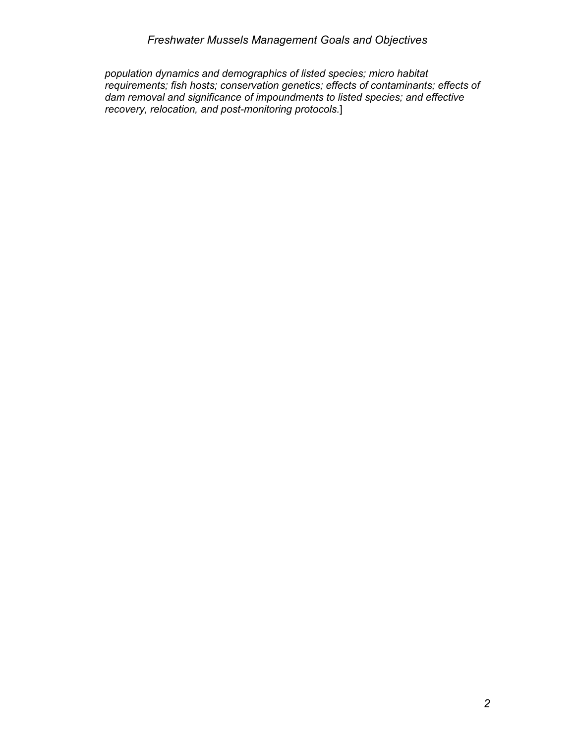*population dynamics and demographics of listed species; micro habitat requirements; fish hosts; conservation genetics; effects of contaminants; effects of dam removal and significance of impoundments to listed species; and effective recovery, relocation, and post-monitoring protocols.*]